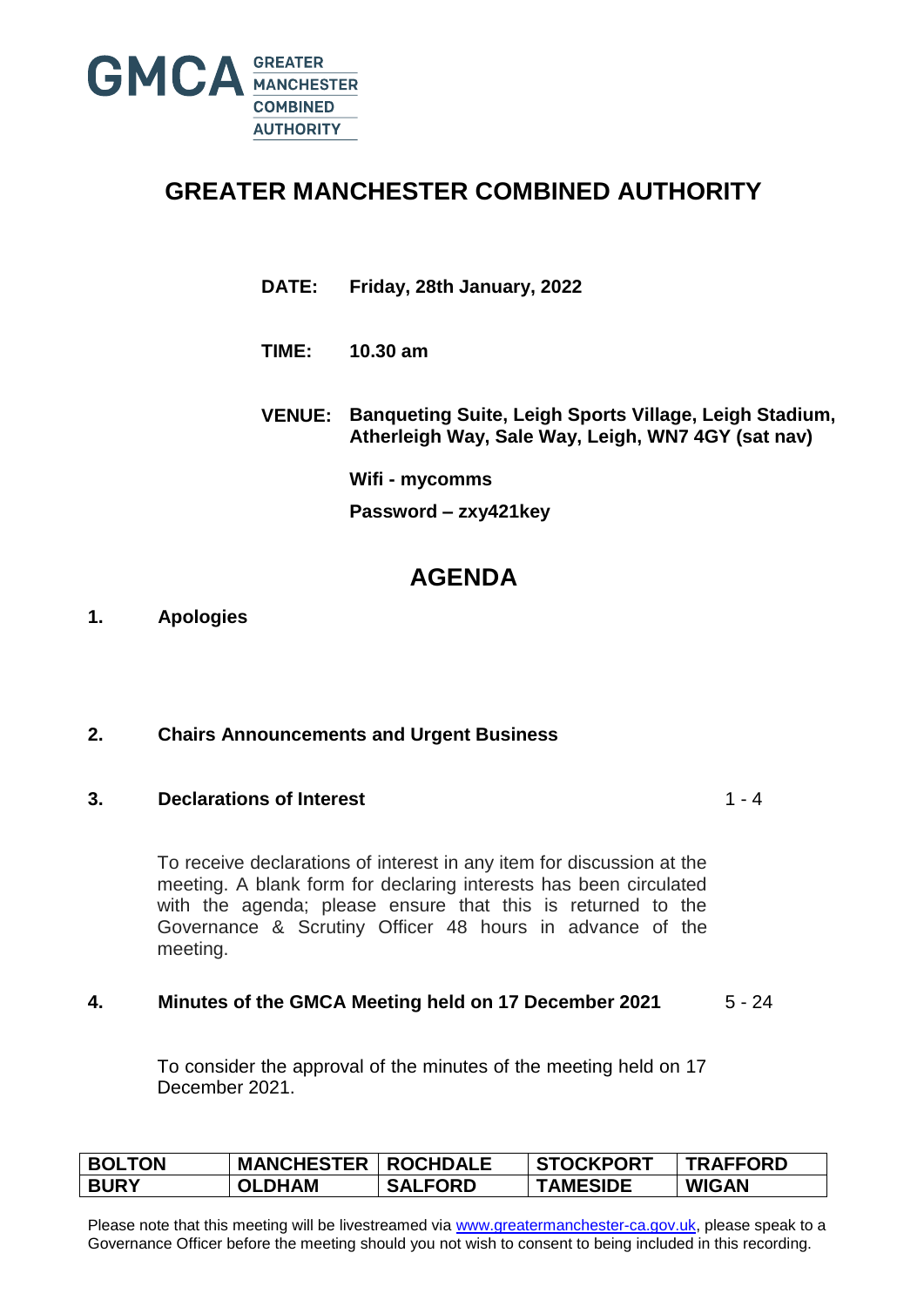GMCA GREATER MANCHESTER COMBINED AUTHORITY

# GREATER MANCHESTER COMBINED AUTHORITY

**DATE:** **Friday, 28th January, 2022**

**TIME:** **10.30 am**

**VENUE:** **Banqueting Suite, Leigh Sports Village, Leigh Stadium, Atherleigh Way, Sale Way, Leigh, WN7 4GY (sat nav)**

**Wifi - mycomms**

**Password – zxy421key**

## AGENDA

**1. Apologies**

**2. Chairs Announcements and Urgent Business**

**3. Declarations of Interest** 1 - 4

To receive declarations of interest in any item for discussion at the meeting. A blank form for declaring interests has been circulated with the agenda; please ensure that this is returned to the Governance & Scrutiny Officer 48 hours in advance of the meeting.

**4. Minutes of the GMCA Meeting held on 17 December 2021** 5 - 24

To consider the approval of the minutes of the meeting held on 17 December 2021.

| BOLTON | MANCHESTER | ROCHDALE | STOCKPORT | TRAFFORD |
|---|---|---|---|---|
| BURY | OLDHAM | SALFORD | TAMESIDE | WIGAN |

Please note that this meeting will be livestreamed via www.greatermanchester-ca.gov.uk, please speak to a Governance Officer before the meeting should you not wish to consent to being included in this recording.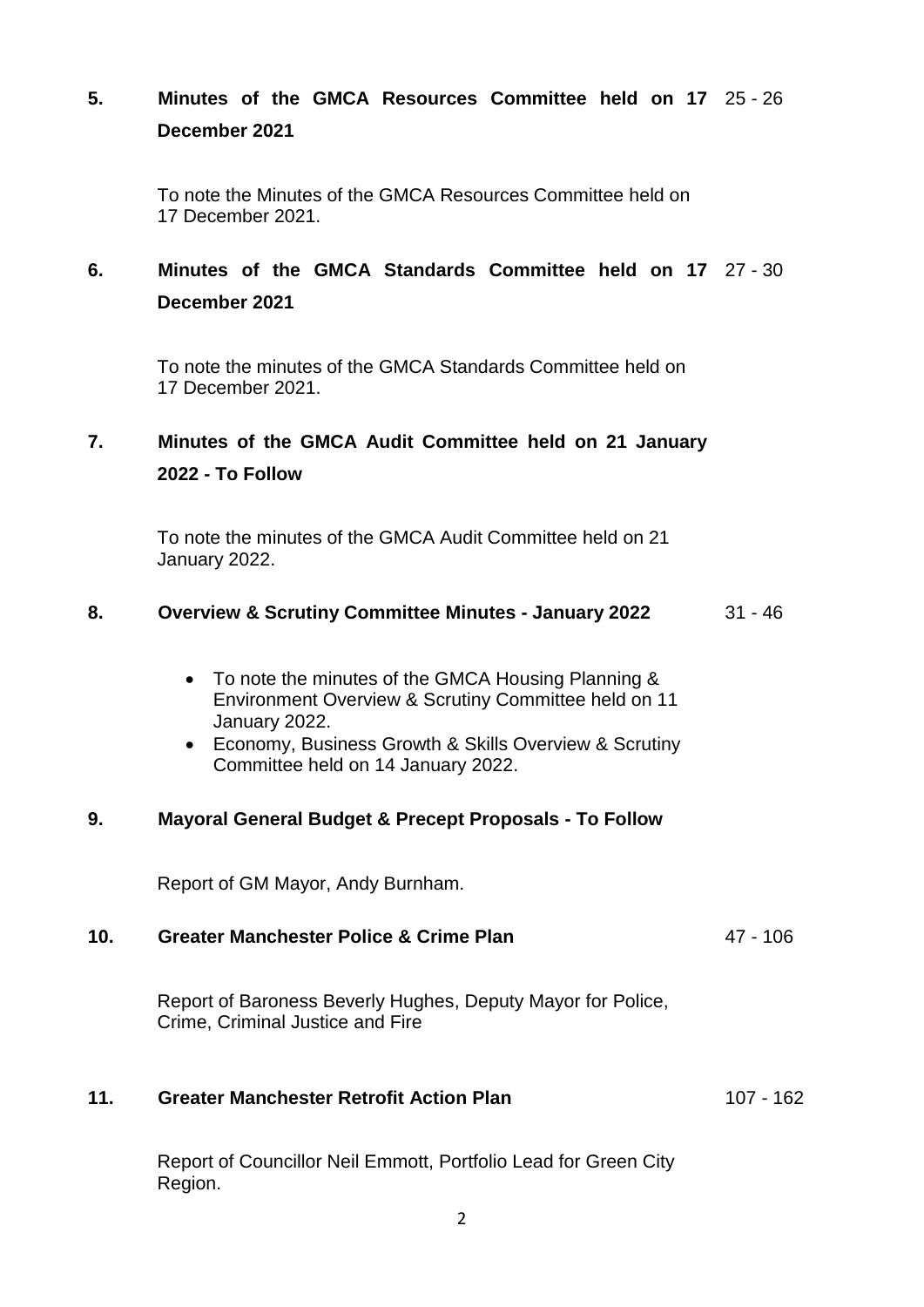**5. Minutes of the GMCA Resources Committee held on 17 December 2021** 25 - 26

To note the Minutes of the GMCA Resources Committee held on 17 December 2021.

**6. Minutes of the GMCA Standards Committee held on 17 December 2021** 27 - 30

To note the minutes of the GMCA Standards Committee held on 17 December 2021.

**7. Minutes of the GMCA Audit Committee held on 21 January 2022 - To Follow**

To note the minutes of the GMCA Audit Committee held on 21 January 2022.

**8. Overview & Scrutiny Committee Minutes - January 2022** 31 - 46

- To note the minutes of the GMCA Housing Planning & Environment Overview & Scrutiny Committee held on 11 January 2022.
- Economy, Business Growth & Skills Overview & Scrutiny Committee held on 14 January 2022.

**9. Mayoral General Budget & Precept Proposals - To Follow**

Report of GM Mayor, Andy Burnham.

**10. Greater Manchester Police & Crime Plan** 47 - 106

Report of Baroness Beverly Hughes, Deputy Mayor for Police, Crime, Criminal Justice and Fire

**11. Greater Manchester Retrofit Action Plan** 107 - 162

Report of Councillor Neil Emmott, Portfolio Lead for Green City Region.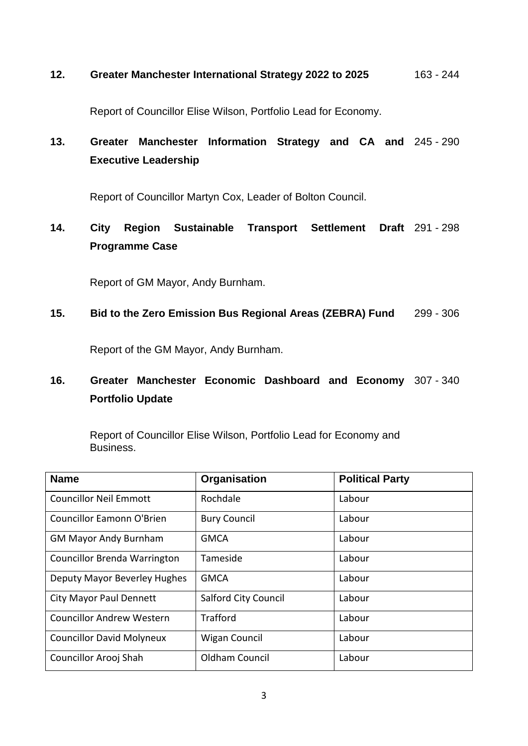**12. Greater Manchester International Strategy 2022 to 2025** 163 - 244

Report of Councillor Elise Wilson, Portfolio Lead for Economy.

**13. Greater Manchester Information Strategy and CA and Executive Leadership** 245 - 290

Report of Councillor Martyn Cox, Leader of Bolton Council.

**14. City Region Sustainable Transport Settlement Draft Programme Case** 291 - 298

Report of GM Mayor, Andy Burnham.

**15. Bid to the Zero Emission Bus Regional Areas (ZEBRA) Fund** 299 - 306

Report of the GM Mayor, Andy Burnham.

**16. Greater Manchester Economic Dashboard and Economy Portfolio Update** 307 - 340

Report of Councillor Elise Wilson, Portfolio Lead for Economy and Business.

| Name | Organisation | Political Party |
| --- | --- | --- |
| Councillor Neil Emmott | Rochdale | Labour |
| Councillor Eamonn O'Brien | Bury Council | Labour |
| GM Mayor Andy Burnham | GMCA | Labour |
| Councillor Brenda Warrington | Tameside | Labour |
| Deputy Mayor Beverley Hughes | GMCA | Labour |
| City Mayor Paul Dennett | Salford City Council | Labour |
| Councillor Andrew Western | Trafford | Labour |
| Councillor David Molyneux | Wigan Council | Labour |
| Councillor Arooj Shah | Oldham Council | Labour |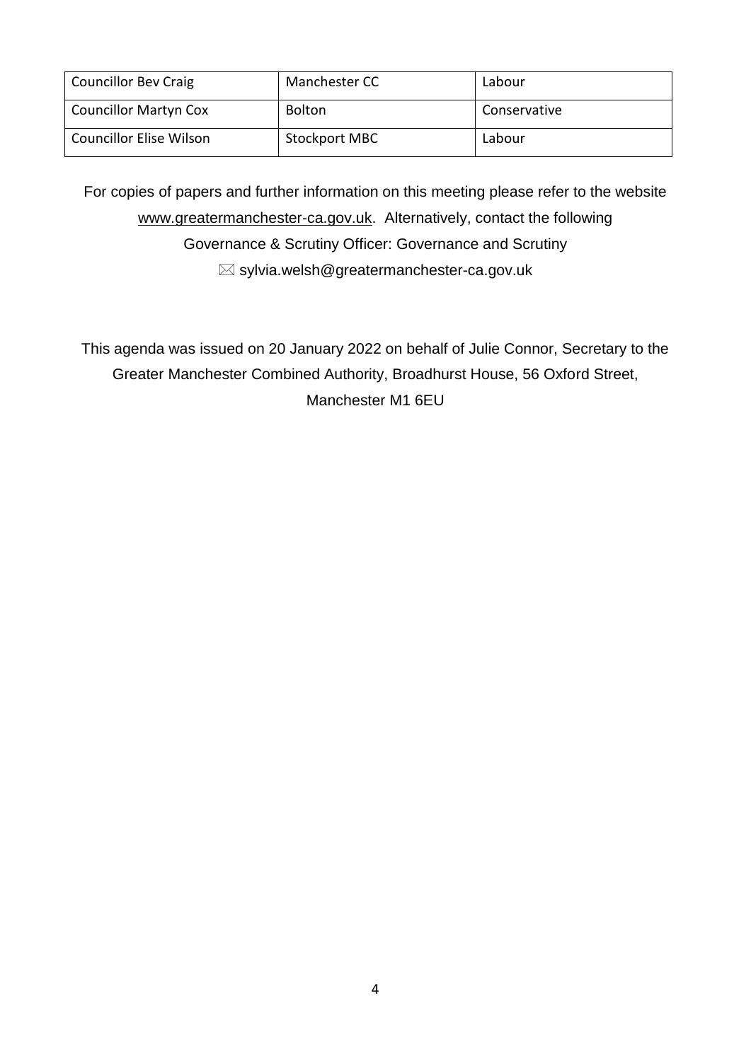| | | |
|---|---|---|
| Councillor Bev Craig | Manchester CC | Labour |
| Councillor Martyn Cox | Bolton | Conservative |
| Councillor Elise Wilson | Stockport MBC | Labour |

For copies of papers and further information on this meeting please refer to the website www.greatermanchester-ca.gov.uk. Alternatively, contact the following Governance & Scrutiny Officer: Governance and Scrutiny

✉ sylvia.welsh@greatermanchester-ca.gov.uk

This agenda was issued on 20 January 2022 on behalf of Julie Connor, Secretary to the Greater Manchester Combined Authority, Broadhurst House, 56 Oxford Street, Manchester M1 6EU